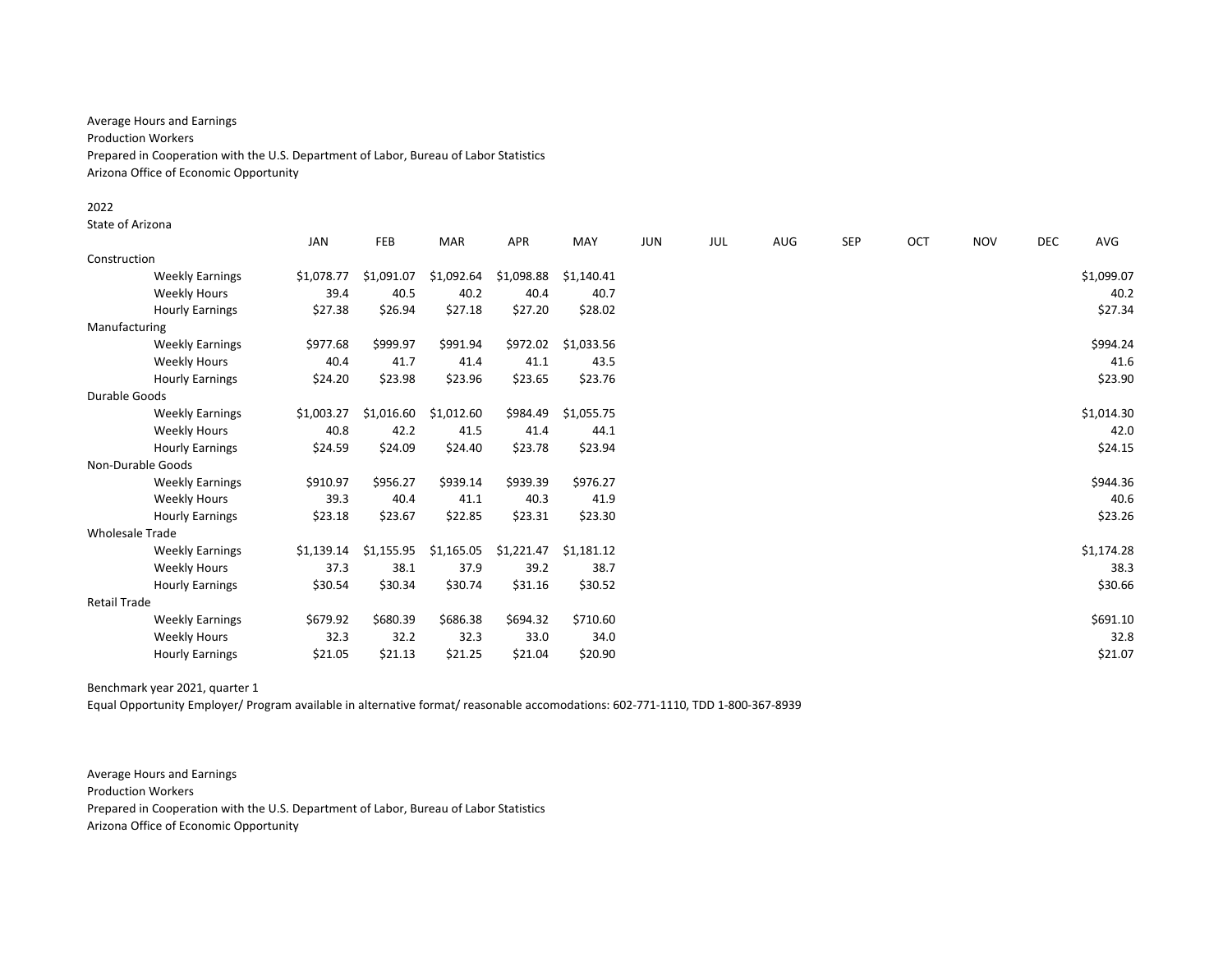Average Hours and Earnings
Production Workers
Prepared in Cooperation with the U.S. Department of Labor, Bureau of Labor Statistics
Arizona Office of Economic Opportunity

2022
State of Arizona

| | JAN | FEB | MAR | APR | MAY | JUN | JUL | AUG | SEP | OCT | NOV | DEC | AVG |
|---|---|---|---|---|---|---|---|---|---|---|---|---|---|
| Construction | | | | | | | | | | | | | |
| Weekly Earnings | $1,078.77 | $1,091.07 | $1,092.64 | $1,098.88 | $1,140.41 | | | | | | | | $1,099.07 |
| Weekly Hours | 39.4 | 40.5 | 40.2 | 40.4 | 40.7 | | | | | | | | 40.2 |
| Hourly Earnings | $27.38 | $26.94 | $27.18 | $27.20 | $28.02 | | | | | | | | $27.34 |
| Manufacturing | | | | | | | | | | | | | |
| Weekly Earnings | $977.68 | $999.97 | $991.94 | $972.02 | $1,033.56 | | | | | | | | $994.24 |
| Weekly Hours | 40.4 | 41.7 | 41.4 | 41.1 | 43.5 | | | | | | | | 41.6 |
| Hourly Earnings | $24.20 | $23.98 | $23.96 | $23.65 | $23.76 | | | | | | | | $23.90 |
| Durable Goods | | | | | | | | | | | | | |
| Weekly Earnings | $1,003.27 | $1,016.60 | $1,012.60 | $984.49 | $1,055.75 | | | | | | | | $1,014.30 |
| Weekly Hours | 40.8 | 42.2 | 41.5 | 41.4 | 44.1 | | | | | | | | 42.0 |
| Hourly Earnings | $24.59 | $24.09 | $24.40 | $23.78 | $23.94 | | | | | | | | $24.15 |
| Non-Durable Goods | | | | | | | | | | | | | |
| Weekly Earnings | $910.97 | $956.27 | $939.14 | $939.39 | $976.27 | | | | | | | | $944.36 |
| Weekly Hours | 39.3 | 40.4 | 41.1 | 40.3 | 41.9 | | | | | | | | 40.6 |
| Hourly Earnings | $23.18 | $23.67 | $22.85 | $23.31 | $23.30 | | | | | | | | $23.26 |
| Wholesale Trade | | | | | | | | | | | | | |
| Weekly Earnings | $1,139.14 | $1,155.95 | $1,165.05 | $1,221.47 | $1,181.12 | | | | | | | | $1,174.28 |
| Weekly Hours | 37.3 | 38.1 | 37.9 | 39.2 | 38.7 | | | | | | | | 38.3 |
| Hourly Earnings | $30.54 | $30.34 | $30.74 | $31.16 | $30.52 | | | | | | | | $30.66 |
| Retail Trade | | | | | | | | | | | | | |
| Weekly Earnings | $679.92 | $680.39 | $686.38 | $694.32 | $710.60 | | | | | | | | $691.10 |
| Weekly Hours | 32.3 | 32.2 | 32.3 | 33.0 | 34.0 | | | | | | | | 32.8 |
| Hourly Earnings | $21.05 | $21.13 | $21.25 | $21.04 | $20.90 | | | | | | | | $21.07 |

Benchmark year 2021, quarter 1
Equal Opportunity Employer/ Program available in alternative format/ reasonable accomodations: 602-771-1110, TDD 1-800-367-8939

Average Hours and Earnings
Production Workers
Prepared in Cooperation with the U.S. Department of Labor, Bureau of Labor Statistics
Arizona Office of Economic Opportunity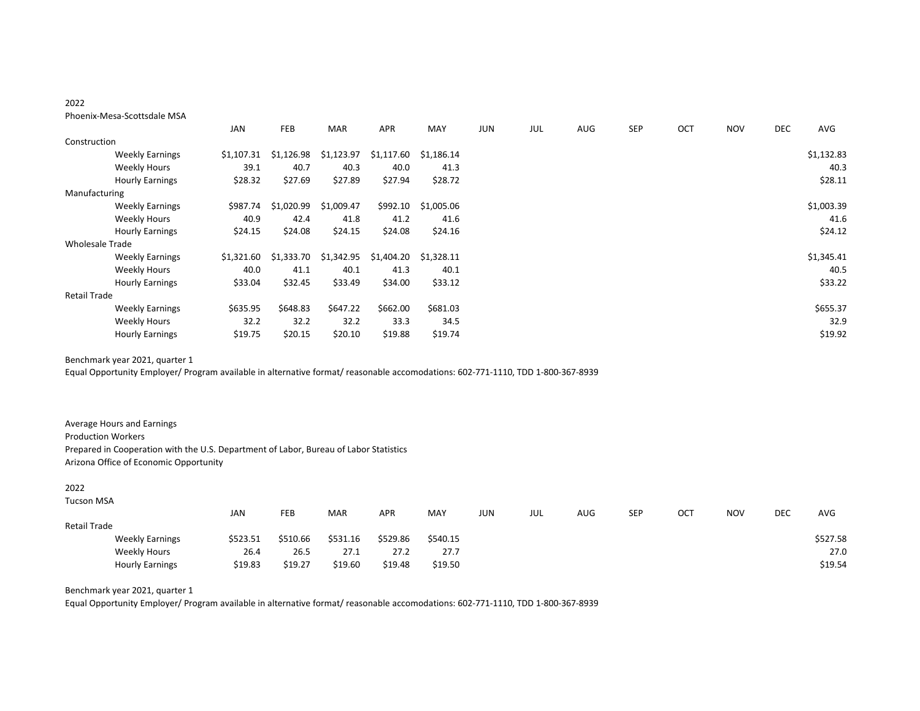2022

Phoenix-Mesa-Scottsdale MSA

| | JAN | FEB | MAR | APR | MAY | JUN | JUL | AUG | SEP | OCT | NOV | DEC | AVG |
|---|---|---|---|---|---|---|---|---|---|---|---|---|---|
| Construction | | | | | | | | | | | | | |
| Weekly Earnings | $1,107.31 | $1,126.98 | $1,123.97 | $1,117.60 | $1,186.14 | | | | | | | | $1,132.83 |
| Weekly Hours | 39.1 | 40.7 | 40.3 | 40.0 | 41.3 | | | | | | | | 40.3 |
| Hourly Earnings | $28.32 | $27.69 | $27.89 | $27.94 | $28.72 | | | | | | | | $28.11 |
| Manufacturing | | | | | | | | | | | | | |
| Weekly Earnings | $987.74 | $1,020.99 | $1,009.47 | $992.10 | $1,005.06 | | | | | | | | $1,003.39 |
| Weekly Hours | 40.9 | 42.4 | 41.8 | 41.2 | 41.6 | | | | | | | | 41.6 |
| Hourly Earnings | $24.15 | $24.08 | $24.15 | $24.08 | $24.16 | | | | | | | | $24.12 |
| Wholesale Trade | | | | | | | | | | | | | |
| Weekly Earnings | $1,321.60 | $1,333.70 | $1,342.95 | $1,404.20 | $1,328.11 | | | | | | | | $1,345.41 |
| Weekly Hours | 40.0 | 41.1 | 40.1 | 41.3 | 40.1 | | | | | | | | 40.5 |
| Hourly Earnings | $33.04 | $32.45 | $33.49 | $34.00 | $33.12 | | | | | | | | $33.22 |
| Retail Trade | | | | | | | | | | | | | |
| Weekly Earnings | $635.95 | $648.83 | $647.22 | $662.00 | $681.03 | | | | | | | | $655.37 |
| Weekly Hours | 32.2 | 32.2 | 32.2 | 33.3 | 34.5 | | | | | | | | 32.9 |
| Hourly Earnings | $19.75 | $20.15 | $20.10 | $19.88 | $19.74 | | | | | | | | $19.92 |

Benchmark year 2021, quarter 1

Equal Opportunity Employer/ Program available in alternative format/ reasonable accomodations: 602-771-1110, TDD 1-800-367-8939

Average Hours and Earnings

Production Workers

Prepared in Cooperation with the U.S. Department of Labor, Bureau of Labor Statistics

Arizona Office of Economic Opportunity

2022

Tucson MSA

| | JAN | FEB | MAR | APR | MAY | JUN | JUL | AUG | SEP | OCT | NOV | DEC | AVG |
|---|---|---|---|---|---|---|---|---|---|---|---|---|---|
| Retail Trade | | | | | | | | | | | | | |
| Weekly Earnings | $523.51 | $510.66 | $531.16 | $529.86 | $540.15 | | | | | | | | $527.58 |
| Weekly Hours | 26.4 | 26.5 | 27.1 | 27.2 | 27.7 | | | | | | | | 27.0 |
| Hourly Earnings | $19.83 | $19.27 | $19.60 | $19.48 | $19.50 | | | | | | | | $19.54 |

Benchmark year 2021, quarter 1

Equal Opportunity Employer/ Program available in alternative format/ reasonable accomodations: 602-771-1110, TDD 1-800-367-8939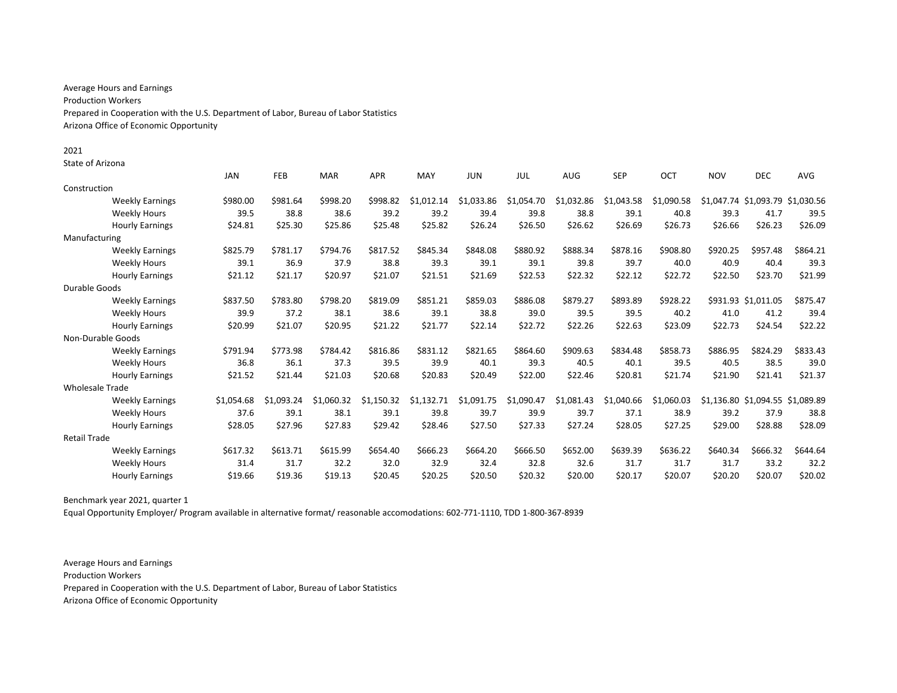Average Hours and Earnings
Production Workers
Prepared in Cooperation with the U.S. Department of Labor, Bureau of Labor Statistics
Arizona Office of Economic Opportunity

2021
State of Arizona

| | JAN | FEB | MAR | APR | MAY | JUN | JUL | AUG | SEP | OCT | NOV | DEC | AVG |
|---|---|---|---|---|---|---|---|---|---|---|---|---|---|
| Construction | | | | | | | | | | | | | |
| Weekly Earnings | $980.00 | $981.64 | $998.20 | $998.82 | $1,012.14 | $1,033.86 | $1,054.70 | $1,032.86 | $1,043.58 | $1,090.58 | $1,047.74 | $1,093.79 | $1,030.56 |
| Weekly Hours | 39.5 | 38.8 | 38.6 | 39.2 | 39.2 | 39.4 | 39.8 | 38.8 | 39.1 | 40.8 | 39.3 | 41.7 | 39.5 |
| Hourly Earnings | $24.81 | $25.30 | $25.86 | $25.48 | $25.82 | $26.24 | $26.50 | $26.62 | $26.69 | $26.73 | $26.66 | $26.23 | $26.09 |
| Manufacturing | | | | | | | | | | | | | |
| Weekly Earnings | $825.79 | $781.17 | $794.76 | $817.52 | $845.34 | $848.08 | $880.92 | $888.34 | $878.16 | $908.80 | $920.25 | $957.48 | $864.21 |
| Weekly Hours | 39.1 | 36.9 | 37.9 | 38.8 | 39.3 | 39.1 | 39.1 | 39.8 | 39.7 | 40.0 | 40.9 | 40.4 | 39.3 |
| Hourly Earnings | $21.12 | $21.17 | $20.97 | $21.07 | $21.51 | $21.69 | $22.53 | $22.32 | $22.12 | $22.72 | $22.50 | $23.70 | $21.99 |
| Durable Goods | | | | | | | | | | | | | |
| Weekly Earnings | $837.50 | $783.80 | $798.20 | $819.09 | $851.21 | $859.03 | $886.08 | $879.27 | $893.89 | $928.22 | $931.93 | $1,011.05 | $875.47 |
| Weekly Hours | 39.9 | 37.2 | 38.1 | 38.6 | 39.1 | 38.8 | 39.0 | 39.5 | 39.5 | 40.2 | 41.0 | 41.2 | 39.4 |
| Hourly Earnings | $20.99 | $21.07 | $20.95 | $21.22 | $21.77 | $22.14 | $22.72 | $22.26 | $22.63 | $23.09 | $22.73 | $24.54 | $22.22 |
| Non-Durable Goods | | | | | | | | | | | | | |
| Weekly Earnings | $791.94 | $773.98 | $784.42 | $816.86 | $831.12 | $821.65 | $864.60 | $909.63 | $834.48 | $858.73 | $886.95 | $824.29 | $833.43 |
| Weekly Hours | 36.8 | 36.1 | 37.3 | 39.5 | 39.9 | 40.1 | 39.3 | 40.5 | 40.1 | 39.5 | 40.5 | 38.5 | 39.0 |
| Hourly Earnings | $21.52 | $21.44 | $21.03 | $20.68 | $20.83 | $20.49 | $22.00 | $22.46 | $20.81 | $21.74 | $21.90 | $21.41 | $21.37 |
| Wholesale Trade | | | | | | | | | | | | | |
| Weekly Earnings | $1,054.68 | $1,093.24 | $1,060.32 | $1,150.32 | $1,132.71 | $1,091.75 | $1,090.47 | $1,081.43 | $1,040.66 | $1,060.03 | $1,136.80 | $1,094.55 | $1,089.89 |
| Weekly Hours | 37.6 | 39.1 | 38.1 | 39.1 | 39.8 | 39.7 | 39.9 | 39.7 | 37.1 | 38.9 | 39.2 | 37.9 | 38.8 |
| Hourly Earnings | $28.05 | $27.96 | $27.83 | $29.42 | $28.46 | $27.50 | $27.33 | $27.24 | $28.05 | $27.25 | $29.00 | $28.88 | $28.09 |
| Retail Trade | | | | | | | | | | | | | |
| Weekly Earnings | $617.32 | $613.71 | $615.99 | $654.40 | $666.23 | $664.20 | $666.50 | $652.00 | $639.39 | $636.22 | $640.34 | $666.32 | $644.64 |
| Weekly Hours | 31.4 | 31.7 | 32.2 | 32.0 | 32.9 | 32.4 | 32.8 | 32.6 | 31.7 | 31.7 | 31.7 | 33.2 | 32.2 |
| Hourly Earnings | $19.66 | $19.36 | $19.13 | $20.45 | $20.25 | $20.50 | $20.32 | $20.00 | $20.17 | $20.07 | $20.20 | $20.07 | $20.02 |

Benchmark year 2021, quarter 1
Equal Opportunity Employer/ Program available in alternative format/ reasonable accomodations: 602-771-1110, TDD 1-800-367-8939

Average Hours and Earnings
Production Workers
Prepared in Cooperation with the U.S. Department of Labor, Bureau of Labor Statistics
Arizona Office of Economic Opportunity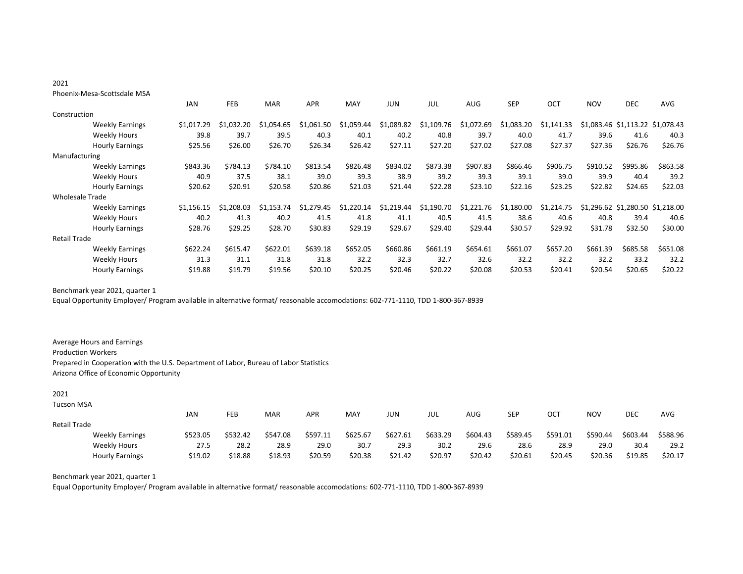2021

Phoenix-Mesa-Scottsdale MSA

| | JAN | FEB | MAR | APR | MAY | JUN | JUL | AUG | SEP | OCT | NOV | DEC | AVG |
|---|---|---|---|---|---|---|---|---|---|---|---|---|---|
| Construction | | | | | | | | | | | | | |
| Weekly Earnings | $1,017.29 | $1,032.20 | $1,054.65 | $1,061.50 | $1,059.44 | $1,089.82 | $1,109.76 | $1,072.69 | $1,083.20 | $1,141.33 | $1,083.46 | $1,113.22 | $1,078.43 |
| Weekly Hours | 39.8 | 39.7 | 39.5 | 40.3 | 40.1 | 40.2 | 40.8 | 39.7 | 40.0 | 41.7 | 39.6 | 41.6 | 40.3 |
| Hourly Earnings | $25.56 | $26.00 | $26.70 | $26.34 | $26.42 | $27.11 | $27.20 | $27.02 | $27.08 | $27.37 | $27.36 | $26.76 | $26.76 |
| Manufacturing | | | | | | | | | | | | | |
| Weekly Earnings | $843.36 | $784.13 | $784.10 | $813.54 | $826.48 | $834.02 | $873.38 | $907.83 | $866.46 | $906.75 | $910.52 | $995.86 | $863.58 |
| Weekly Hours | 40.9 | 37.5 | 38.1 | 39.0 | 39.3 | 38.9 | 39.2 | 39.3 | 39.1 | 39.0 | 39.9 | 40.4 | 39.2 |
| Hourly Earnings | $20.62 | $20.91 | $20.58 | $20.86 | $21.03 | $21.44 | $22.28 | $23.10 | $22.16 | $23.25 | $22.82 | $24.65 | $22.03 |
| Wholesale Trade | | | | | | | | | | | | | |
| Weekly Earnings | $1,156.15 | $1,208.03 | $1,153.74 | $1,279.45 | $1,220.14 | $1,219.44 | $1,190.70 | $1,221.76 | $1,180.00 | $1,214.75 | $1,296.62 | $1,280.50 | $1,218.00 |
| Weekly Hours | 40.2 | 41.3 | 40.2 | 41.5 | 41.8 | 41.1 | 40.5 | 41.5 | 38.6 | 40.6 | 40.8 | 39.4 | 40.6 |
| Hourly Earnings | $28.76 | $29.25 | $28.70 | $30.83 | $29.19 | $29.67 | $29.40 | $29.44 | $30.57 | $29.92 | $31.78 | $32.50 | $30.00 |
| Retail Trade | | | | | | | | | | | | | |
| Weekly Earnings | $622.24 | $615.47 | $622.01 | $639.18 | $652.05 | $660.86 | $661.19 | $654.61 | $661.07 | $657.20 | $661.39 | $685.58 | $651.08 |
| Weekly Hours | 31.3 | 31.1 | 31.8 | 31.8 | 32.2 | 32.3 | 32.7 | 32.6 | 32.2 | 32.2 | 32.2 | 33.2 | 32.2 |
| Hourly Earnings | $19.88 | $19.79 | $19.56 | $20.10 | $20.25 | $20.46 | $20.22 | $20.08 | $20.53 | $20.41 | $20.54 | $20.65 | $20.22 |

Benchmark year 2021, quarter 1

Equal Opportunity Employer/ Program available in alternative format/ reasonable accomodations: 602-771-1110, TDD 1-800-367-8939

Average Hours and Earnings

Production Workers

Prepared in Cooperation with the U.S. Department of Labor, Bureau of Labor Statistics

Arizona Office of Economic Opportunity

2021

Tucson MSA

| | JAN | FEB | MAR | APR | MAY | JUN | JUL | AUG | SEP | OCT | NOV | DEC | AVG |
|---|---|---|---|---|---|---|---|---|---|---|---|---|---|
| Retail Trade | | | | | | | | | | | | | |
| Weekly Earnings | $523.05 | $532.42 | $547.08 | $597.11 | $625.67 | $627.61 | $633.29 | $604.43 | $589.45 | $591.01 | $590.44 | $603.44 | $588.96 |
| Weekly Hours | 27.5 | 28.2 | 28.9 | 29.0 | 30.7 | 29.3 | 30.2 | 29.6 | 28.6 | 28.9 | 29.0 | 30.4 | 29.2 |
| Hourly Earnings | $19.02 | $18.88 | $18.93 | $20.59 | $20.38 | $21.42 | $20.97 | $20.42 | $20.61 | $20.45 | $20.36 | $19.85 | $20.17 |

Benchmark year 2021, quarter 1

Equal Opportunity Employer/ Program available in alternative format/ reasonable accomodations: 602-771-1110, TDD 1-800-367-8939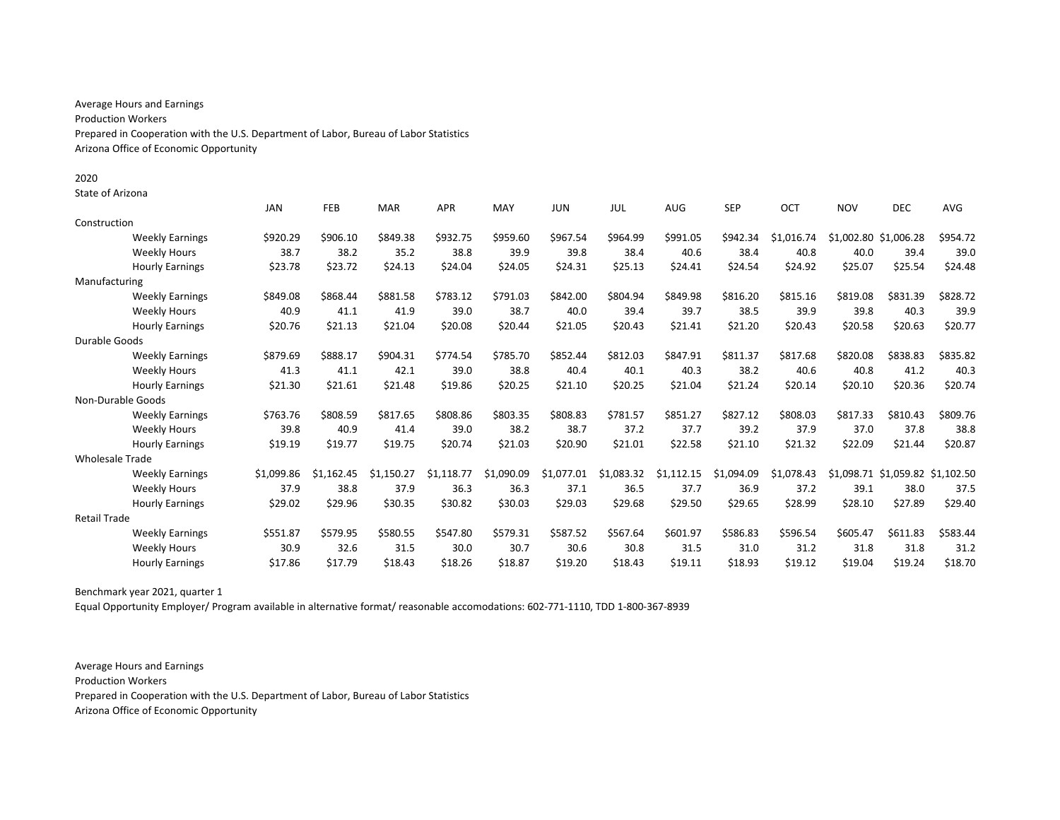Average Hours and Earnings
Production Workers
Prepared in Cooperation with the U.S. Department of Labor, Bureau of Labor Statistics
Arizona Office of Economic Opportunity

2020
State of Arizona

| | JAN | FEB | MAR | APR | MAY | JUN | JUL | AUG | SEP | OCT | NOV | DEC | AVG |
|---|---|---|---|---|---|---|---|---|---|---|---|---|---|
| Construction | | | | | | | | | | | | | |
| Weekly Earnings | $920.29 | $906.10 | $849.38 | $932.75 | $959.60 | $967.54 | $964.99 | $991.05 | $942.34 | $1,016.74 | $1,002.80 | $1,006.28 | $954.72 |
| Weekly Hours | 38.7 | 38.2 | 35.2 | 38.8 | 39.9 | 39.8 | 38.4 | 40.6 | 38.4 | 40.8 | 40.0 | 39.4 | 39.0 |
| Hourly Earnings | $23.78 | $23.72 | $24.13 | $24.04 | $24.05 | $24.31 | $25.13 | $24.41 | $24.54 | $24.92 | $25.07 | $25.54 | $24.48 |
| Manufacturing | | | | | | | | | | | | | |
| Weekly Earnings | $849.08 | $868.44 | $881.58 | $783.12 | $791.03 | $842.00 | $804.94 | $849.98 | $816.20 | $815.16 | $819.08 | $831.39 | $828.72 |
| Weekly Hours | 40.9 | 41.1 | 41.9 | 39.0 | 38.7 | 40.0 | 39.4 | 39.7 | 38.5 | 39.9 | 39.8 | 40.3 | 39.9 |
| Hourly Earnings | $20.76 | $21.13 | $21.04 | $20.08 | $20.44 | $21.05 | $20.43 | $21.41 | $21.20 | $20.43 | $20.58 | $20.63 | $20.77 |
| Durable Goods | | | | | | | | | | | | | |
| Weekly Earnings | $879.69 | $888.17 | $904.31 | $774.54 | $785.70 | $852.44 | $812.03 | $847.91 | $811.37 | $817.68 | $820.08 | $838.83 | $835.82 |
| Weekly Hours | 41.3 | 41.1 | 42.1 | 39.0 | 38.8 | 40.4 | 40.1 | 40.3 | 38.2 | 40.6 | 40.8 | 41.2 | 40.3 |
| Hourly Earnings | $21.30 | $21.61 | $21.48 | $19.86 | $20.25 | $21.10 | $20.25 | $21.04 | $21.24 | $20.14 | $20.10 | $20.36 | $20.74 |
| Non-Durable Goods | | | | | | | | | | | | | |
| Weekly Earnings | $763.76 | $808.59 | $817.65 | $808.86 | $803.35 | $808.83 | $781.57 | $851.27 | $827.12 | $808.03 | $817.33 | $810.43 | $809.76 |
| Weekly Hours | 39.8 | 40.9 | 41.4 | 39.0 | 38.2 | 38.7 | 37.2 | 37.7 | 39.2 | 37.9 | 37.0 | 37.8 | 38.8 |
| Hourly Earnings | $19.19 | $19.77 | $19.75 | $20.74 | $21.03 | $20.90 | $21.01 | $22.58 | $21.10 | $21.32 | $22.09 | $21.44 | $20.87 |
| Wholesale Trade | | | | | | | | | | | | | |
| Weekly Earnings | $1,099.86 | $1,162.45 | $1,150.27 | $1,118.77 | $1,090.09 | $1,077.01 | $1,083.32 | $1,112.15 | $1,094.09 | $1,078.43 | $1,098.71 | $1,059.82 | $1,102.50 |
| Weekly Hours | 37.9 | 38.8 | 37.9 | 36.3 | 36.3 | 37.1 | 36.5 | 37.7 | 36.9 | 37.2 | 39.1 | 38.0 | 37.5 |
| Hourly Earnings | $29.02 | $29.96 | $30.35 | $30.82 | $30.03 | $29.03 | $29.68 | $29.50 | $29.65 | $28.99 | $28.10 | $27.89 | $29.40 |
| Retail Trade | | | | | | | | | | | | | |
| Weekly Earnings | $551.87 | $579.95 | $580.55 | $547.80 | $579.31 | $587.52 | $567.64 | $601.97 | $586.83 | $596.54 | $605.47 | $611.83 | $583.44 |
| Weekly Hours | 30.9 | 32.6 | 31.5 | 30.0 | 30.7 | 30.6 | 30.8 | 31.5 | 31.0 | 31.2 | 31.8 | 31.8 | 31.2 |
| Hourly Earnings | $17.86 | $17.79 | $18.43 | $18.26 | $18.87 | $19.20 | $18.43 | $19.11 | $18.93 | $19.12 | $19.04 | $19.24 | $18.70 |

Benchmark year 2021, quarter 1
Equal Opportunity Employer/ Program available in alternative format/ reasonable accomodations: 602-771-1110, TDD 1-800-367-8939

Average Hours and Earnings
Production Workers
Prepared in Cooperation with the U.S. Department of Labor, Bureau of Labor Statistics
Arizona Office of Economic Opportunity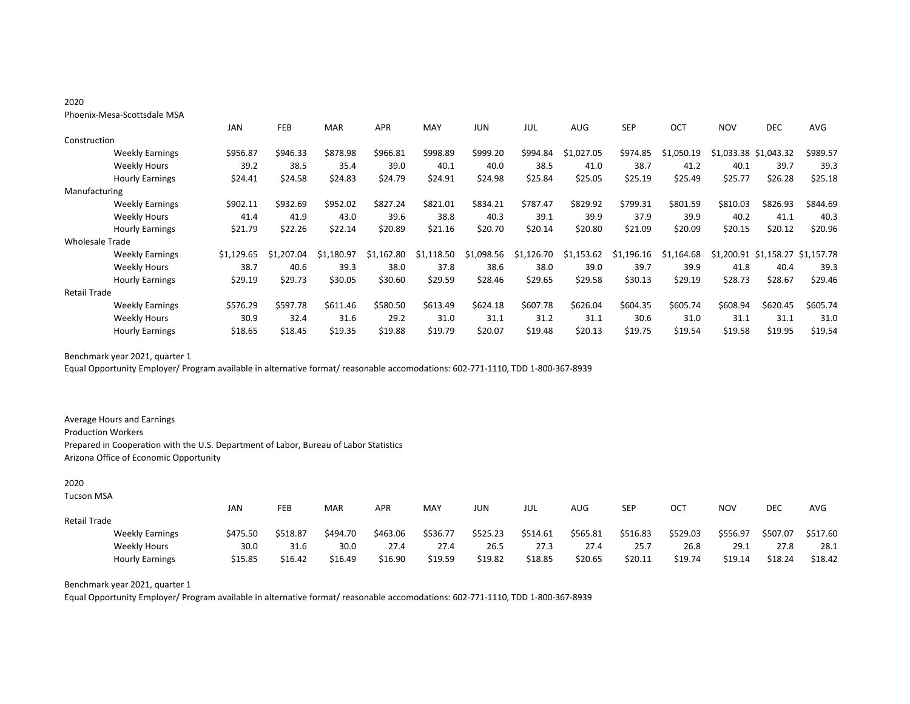2020

Phoenix-Mesa-Scottsdale MSA

| | JAN | FEB | MAR | APR | MAY | JUN | JUL | AUG | SEP | OCT | NOV | DEC | AVG |
|---|---|---|---|---|---|---|---|---|---|---|---|---|---|
| Construction | | | | | | | | | | | | | |
| Weekly Earnings | $956.87 | $946.33 | $878.98 | $966.81 | $998.89 | $999.20 | $994.84 | $1,027.05 | $974.85 | $1,050.19 | $1,033.38 | $1,043.32 | $989.57 |
| Weekly Hours | 39.2 | 38.5 | 35.4 | 39.0 | 40.1 | 40.0 | 38.5 | 41.0 | 38.7 | 41.2 | 40.1 | 39.7 | 39.3 |
| Hourly Earnings | $24.41 | $24.58 | $24.83 | $24.79 | $24.91 | $24.98 | $25.84 | $25.05 | $25.19 | $25.49 | $25.77 | $26.28 | $25.18 |
| Manufacturing | | | | | | | | | | | | | |
| Weekly Earnings | $902.11 | $932.69 | $952.02 | $827.24 | $821.01 | $834.21 | $787.47 | $829.92 | $799.31 | $801.59 | $810.03 | $826.93 | $844.69 |
| Weekly Hours | 41.4 | 41.9 | 43.0 | 39.6 | 38.8 | 40.3 | 39.1 | 39.9 | 37.9 | 39.9 | 40.2 | 41.1 | 40.3 |
| Hourly Earnings | $21.79 | $22.26 | $22.14 | $20.89 | $21.16 | $20.70 | $20.14 | $20.80 | $21.09 | $20.09 | $20.15 | $20.12 | $20.96 |
| Wholesale Trade | | | | | | | | | | | | | |
| Weekly Earnings | $1,129.65 | $1,207.04 | $1,180.97 | $1,162.80 | $1,118.50 | $1,098.56 | $1,126.70 | $1,153.62 | $1,196.16 | $1,164.68 | $1,200.91 | $1,158.27 | $1,157.78 |
| Weekly Hours | 38.7 | 40.6 | 39.3 | 38.0 | 37.8 | 38.6 | 38.0 | 39.0 | 39.7 | 39.9 | 41.8 | 40.4 | 39.3 |
| Hourly Earnings | $29.19 | $29.73 | $30.05 | $30.60 | $29.59 | $28.46 | $29.65 | $29.58 | $30.13 | $29.19 | $28.73 | $28.67 | $29.46 |
| Retail Trade | | | | | | | | | | | | | |
| Weekly Earnings | $576.29 | $597.78 | $611.46 | $580.50 | $613.49 | $624.18 | $607.78 | $626.04 | $604.35 | $605.74 | $608.94 | $620.45 | $605.74 |
| Weekly Hours | 30.9 | 32.4 | 31.6 | 29.2 | 31.0 | 31.1 | 31.2 | 31.1 | 30.6 | 31.0 | 31.1 | 31.1 | 31.0 |
| Hourly Earnings | $18.65 | $18.45 | $19.35 | $19.88 | $19.79 | $20.07 | $19.48 | $20.13 | $19.75 | $19.54 | $19.58 | $19.95 | $19.54 |

Benchmark year 2021, quarter 1

Equal Opportunity Employer/ Program available in alternative format/ reasonable accomodations: 602-771-1110, TDD 1-800-367-8939

Average Hours and Earnings

Production Workers

Prepared in Cooperation with the U.S. Department of Labor, Bureau of Labor Statistics

Arizona Office of Economic Opportunity

2020

Tucson MSA

| | JAN | FEB | MAR | APR | MAY | JUN | JUL | AUG | SEP | OCT | NOV | DEC | AVG |
|---|---|---|---|---|---|---|---|---|---|---|---|---|---|
| Retail Trade | | | | | | | | | | | | | |
| Weekly Earnings | $475.50 | $518.87 | $494.70 | $463.06 | $536.77 | $525.23 | $514.61 | $565.81 | $516.83 | $529.03 | $556.97 | $507.07 | $517.60 |
| Weekly Hours | 30.0 | 31.6 | 30.0 | 27.4 | 27.4 | 26.5 | 27.3 | 27.4 | 25.7 | 26.8 | 29.1 | 27.8 | 28.1 |
| Hourly Earnings | $15.85 | $16.42 | $16.49 | $16.90 | $19.59 | $19.82 | $18.85 | $20.65 | $20.11 | $19.74 | $19.14 | $18.24 | $18.42 |

Benchmark year 2021, quarter 1

Equal Opportunity Employer/ Program available in alternative format/ reasonable accomodations: 602-771-1110, TDD 1-800-367-8939